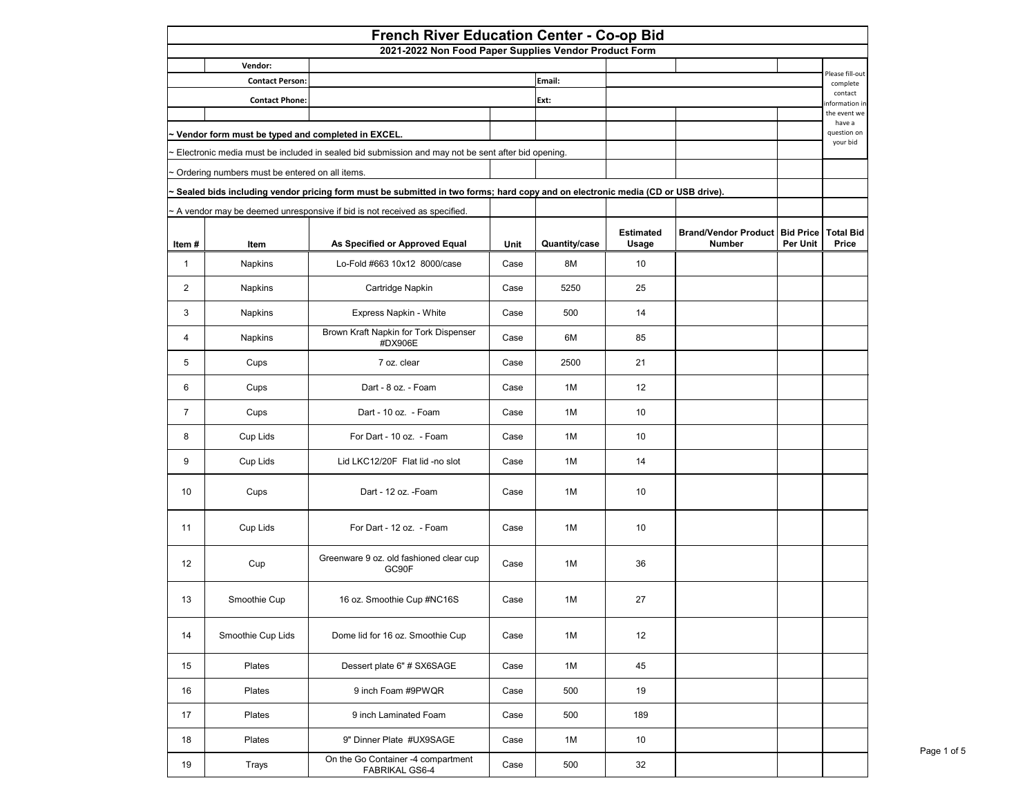# French River Education Center - Co-op Bid

## 2021-2022 Non Food Paper Supplies Vendor Product Form

| | |
|---|---|
| Vendor: | |
| Contact Person: | |
| Email: | |
| Contact Phone: | |
| Ext: | |

Please fill-out complete contact information in the event we have a question on your bid

**~ Vendor form must be typed and completed in EXCEL.**

~ Electronic media must be included in sealed bid submission and may not be sent after bid opening.

~ Ordering numbers must be entered on all items.

**~ Sealed bids including vendor pricing form must be submitted in two forms; hard copy and on electronic media (CD or USB drive).**

~ A vendor may be deemed unresponsive if bid is not received as specified.

| Item # | Item | As Specified or Approved Equal | Unit | Quantity/case | Estimated Usage | Brand/Vendor Product Number | Bid Price Per Unit | Total Bid Price |
|---|---|---|---|---|---|---|---|---|
| 1 | Napkins | Lo-Fold #663 10x12 8000/case | Case | 8M | 10 | | | |
| 2 | Napkins | Cartridge Napkin | Case | 5250 | 25 | | | |
| 3 | Napkins | Express Napkin - White | Case | 500 | 14 | | | |
| 4 | Napkins | Brown Kraft Napkin for Tork Dispenser #DX906E | Case | 6M | 85 | | | |
| 5 | Cups | 7 oz. clear | Case | 2500 | 21 | | | |
| 6 | Cups | Dart - 8 oz. - Foam | Case | 1M | 12 | | | |
| 7 | Cups | Dart - 10 oz. - Foam | Case | 1M | 10 | | | |
| 8 | Cup Lids | For Dart - 10 oz. - Foam | Case | 1M | 10 | | | |
| 9 | Cup Lids | Lid LKC12/20F Flat lid -no slot | Case | 1M | 14 | | | |
| 10 | Cups | Dart - 12 oz. -Foam | Case | 1M | 10 | | | |
| 11 | Cup Lids | For Dart - 12 oz. - Foam | Case | 1M | 10 | | | |
| 12 | Cup | Greenware 9 oz. old fashioned clear cup GC90F | Case | 1M | 36 | | | |
| 13 | Smoothie Cup | 16 oz. Smoothie Cup #NC16S | Case | 1M | 27 | | | |
| 14 | Smoothie Cup Lids | Dome lid for 16 oz. Smoothie Cup | Case | 1M | 12 | | | |
| 15 | Plates | Dessert plate 6" # SX6SAGE | Case | 1M | 45 | | | |
| 16 | Plates | 9 inch Foam #9PWQR | Case | 500 | 19 | | | |
| 17 | Plates | 9 inch Laminated Foam | Case | 500 | 189 | | | |
| 18 | Plates | 9" Dinner Plate #UX9SAGE | Case | 1M | 10 | | | |
| 19 | Trays | On the Go Container -4 compartment FABRIKAL GS6-4 | Case | 500 | 32 | | | |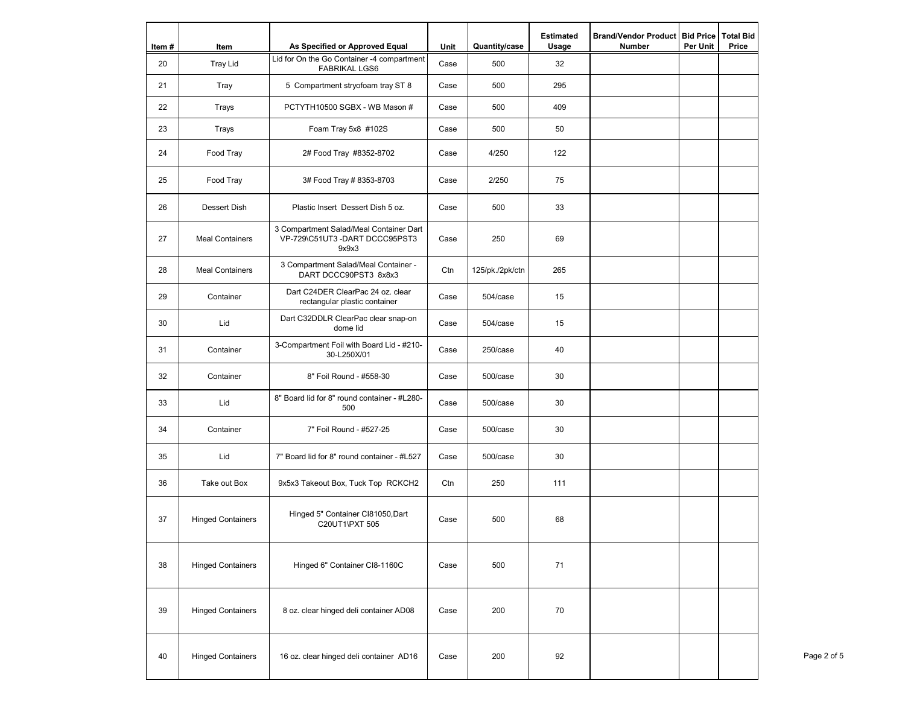| Item # | Item | As Specified or Approved Equal | Unit | Quantity/case | Estimated Usage | Brand/Vendor Product Number | Bid Price Per Unit | Total Bid Price |
|---|---|---|---|---|---|---|---|---|
| 20 | Tray Lid | Lid for On the Go Container -4 compartment FABRIKAL LGS6 | Case | 500 | 32 | | | |
| 21 | Tray | 5 Compartment stryofoam tray ST 8 | Case | 500 | 295 | | | |
| 22 | Trays | PCTYTH10500 SGBX - WB Mason # | Case | 500 | 409 | | | |
| 23 | Trays | Foam Tray 5x8 #102S | Case | 500 | 50 | | | |
| 24 | Food Tray | 2# Food Tray #8352-8702 | Case | 4/250 | 122 | | | |
| 25 | Food Tray | 3# Food Tray # 8353-8703 | Case | 2/250 | 75 | | | |
| 26 | Dessert Dish | Plastic Insert Dessert Dish 5 oz. | Case | 500 | 33 | | | |
| 27 | Meal Containers | 3 Compartment Salad/Meal Container Dart VP-729\C51UT3 -DART DCCC95PST3 9x9x3 | Case | 250 | 69 | | | |
| 28 | Meal Containers | 3 Compartment Salad/Meal Container - DART DCCC90PST3 8x8x3 | Ctn | 125/pk./2pk/ctn | 265 | | | |
| 29 | Container | Dart C24DER ClearPac 24 oz. clear rectangular plastic container | Case | 504/case | 15 | | | |
| 30 | Lid | Dart C32DDLR ClearPac clear snap-on dome lid | Case | 504/case | 15 | | | |
| 31 | Container | 3-Compartment Foil with Board Lid - #210-30-L250X/01 | Case | 250/case | 40 | | | |
| 32 | Container | 8" Foil Round - #558-30 | Case | 500/case | 30 | | | |
| 33 | Lid | 8" Board lid for 8" round container - #L280-500 | Case | 500/case | 30 | | | |
| 34 | Container | 7" Foil Round - #527-25 | Case | 500/case | 30 | | | |
| 35 | Lid | 7" Board lid for 8" round container - #L527 | Case | 500/case | 30 | | | |
| 36 | Take out Box | 9x5x3 Takeout Box, Tuck Top RCKCH2 | Ctn | 250 | 111 | | | |
| 37 | Hinged Containers | Hinged 5" Container CI81050,Dart C20UT1\PXT 505 | Case | 500 | 68 | | | |
| 38 | Hinged Containers | Hinged 6" Container CI8-1160C | Case | 500 | 71 | | | |
| 39 | Hinged Containers | 8 oz. clear hinged deli container AD08 | Case | 200 | 70 | | | |
| 40 | Hinged Containers | 16 oz. clear hinged deli container AD16 | Case | 200 | 92 | | | |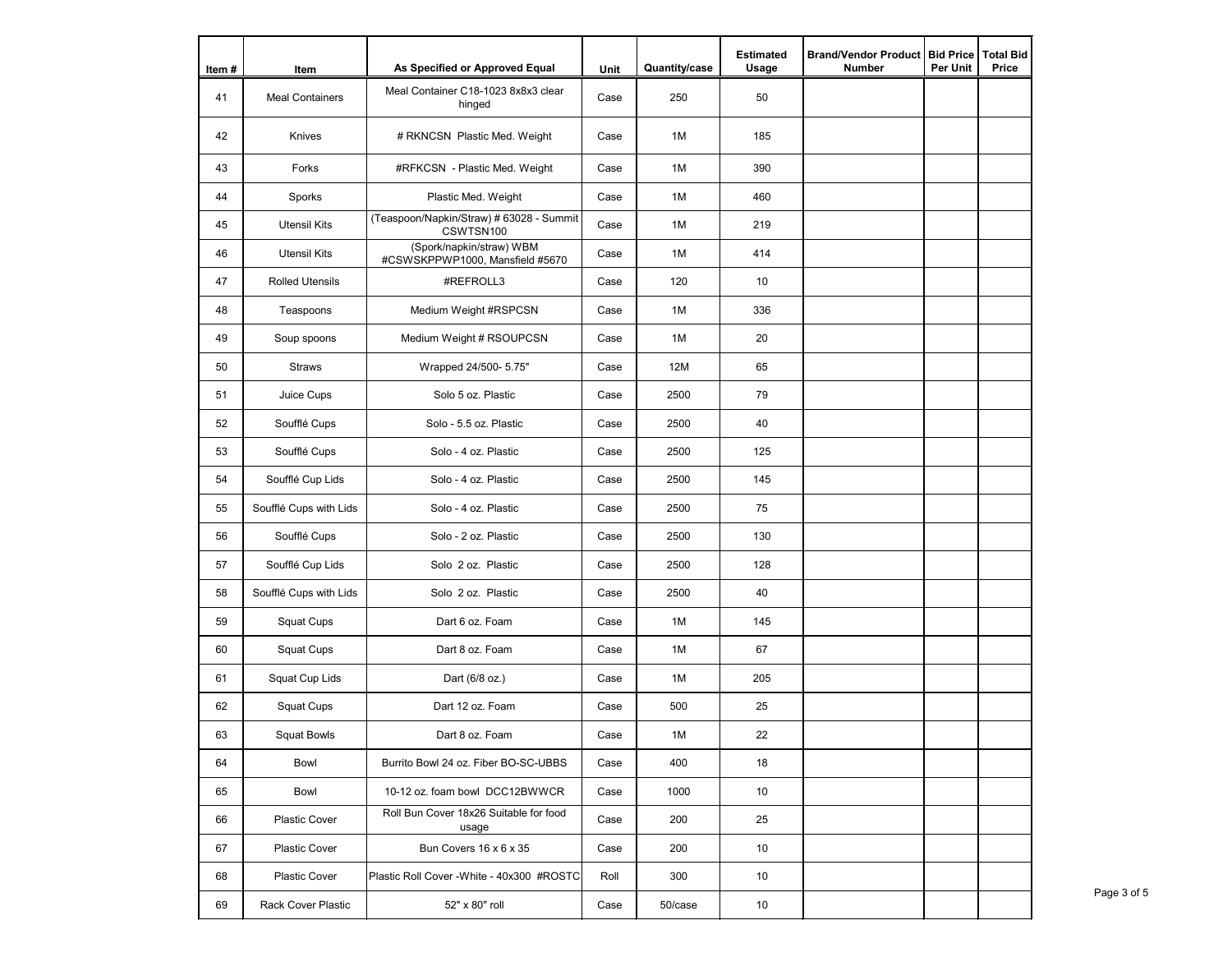| Item # | Item | As Specified or Approved Equal | Unit | Quantity/case | Estimated Usage | Brand/Vendor Product Number | Bid Price Per Unit | Total Bid Price |
|---|---|---|---|---|---|---|---|---|
| 41 | Meal Containers | Meal Container C18-1023 8x8x3 clear hinged | Case | 250 | 50 | | | |
| 42 | Knives | # RKNCSN Plastic Med. Weight | Case | 1M | 185 | | | |
| 43 | Forks | #RFKCSN - Plastic Med. Weight | Case | 1M | 390 | | | |
| 44 | Sporks | Plastic Med. Weight | Case | 1M | 460 | | | |
| 45 | Utensil Kits | (Teaspoon/Napkin/Straw) # 63028 - Summit CSWTSN100 | Case | 1M | 219 | | | |
| 46 | Utensil Kits | (Spork/napkin/straw) WBM #CSWSKPPWP1000, Mansfield #5670 | Case | 1M | 414 | | | |
| 47 | Rolled Utensils | #REFROLL3 | Case | 120 | 10 | | | |
| 48 | Teaspoons | Medium Weight #RSPCSN | Case | 1M | 336 | | | |
| 49 | Soup spoons | Medium Weight # RSOUPCSN | Case | 1M | 20 | | | |
| 50 | Straws | Wrapped 24/500- 5.75" | Case | 12M | 65 | | | |
| 51 | Juice Cups | Solo 5 oz. Plastic | Case | 2500 | 79 | | | |
| 52 | Soufflé Cups | Solo - 5.5 oz. Plastic | Case | 2500 | 40 | | | |
| 53 | Soufflé Cups | Solo - 4 oz. Plastic | Case | 2500 | 125 | | | |
| 54 | Soufflé Cup Lids | Solo - 4 oz. Plastic | Case | 2500 | 145 | | | |
| 55 | Soufflé Cups with Lids | Solo - 4 oz. Plastic | Case | 2500 | 75 | | | |
| 56 | Soufflé Cups | Solo - 2 oz. Plastic | Case | 2500 | 130 | | | |
| 57 | Soufflé Cup Lids | Solo 2 oz. Plastic | Case | 2500 | 128 | | | |
| 58 | Soufflé Cups with Lids | Solo 2 oz. Plastic | Case | 2500 | 40 | | | |
| 59 | Squat Cups | Dart 6 oz. Foam | Case | 1M | 145 | | | |
| 60 | Squat Cups | Dart 8 oz. Foam | Case | 1M | 67 | | | |
| 61 | Squat Cup Lids | Dart (6/8 oz.) | Case | 1M | 205 | | | |
| 62 | Squat Cups | Dart 12 oz. Foam | Case | 500 | 25 | | | |
| 63 | Squat Bowls | Dart 8 oz. Foam | Case | 1M | 22 | | | |
| 64 | Bowl | Burrito Bowl 24 oz. Fiber BO-SC-UBBS | Case | 400 | 18 | | | |
| 65 | Bowl | 10-12 oz. foam bowl DCC12BWWCR | Case | 1000 | 10 | | | |
| 66 | Plastic Cover | Roll Bun Cover 18x26 Suitable for food usage | Case | 200 | 25 | | | |
| 67 | Plastic Cover | Bun Covers 16 x 6 x 35 | Case | 200 | 10 | | | |
| 68 | Plastic Cover | Plastic Roll Cover -White - 40x300 #ROSTC | Roll | 300 | 10 | | | |
| 69 | Rack Cover Plastic | 52" x 80" roll | Case | 50/case | 10 | | | |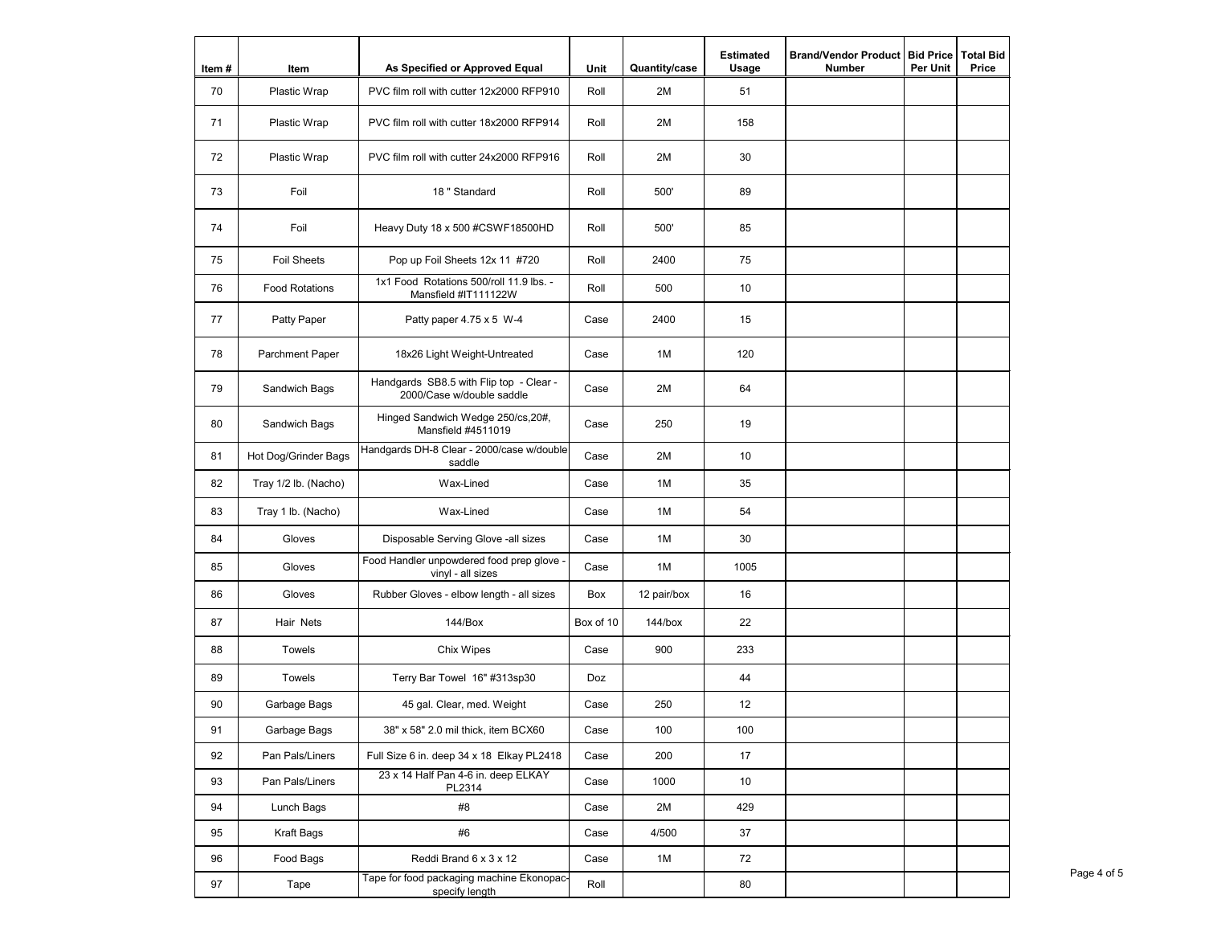| Item # | Item | As Specified or Approved Equal | Unit | Quantity/case | Estimated Usage | Brand/Vendor Product Number | Bid Price Per Unit | Total Bid Price |
|---|---|---|---|---|---|---|---|---|
| 70 | Plastic Wrap | PVC film roll with cutter 12x2000 RFP910 | Roll | 2M | 51 | | | |
| 71 | Plastic Wrap | PVC film roll with cutter 18x2000 RFP914 | Roll | 2M | 158 | | | |
| 72 | Plastic Wrap | PVC film roll with cutter 24x2000 RFP916 | Roll | 2M | 30 | | | |
| 73 | Foil | 18 " Standard | Roll | 500' | 89 | | | |
| 74 | Foil | Heavy Duty 18 x 500 #CSWF18500HD | Roll | 500' | 85 | | | |
| 75 | Foil Sheets | Pop up Foil Sheets 12x 11 #720 | Roll | 2400 | 75 | | | |
| 76 | Food Rotations | 1x1 Food Rotations 500/roll 11.9 lbs. - Mansfield #IT111122W | Roll | 500 | 10 | | | |
| 77 | Patty Paper | Patty paper 4.75 x 5 W-4 | Case | 2400 | 15 | | | |
| 78 | Parchment Paper | 18x26 Light Weight-Untreated | Case | 1M | 120 | | | |
| 79 | Sandwich Bags | Handgards SB8.5 with Flip top - Clear - 2000/Case w/double saddle | Case | 2M | 64 | | | |
| 80 | Sandwich Bags | Hinged Sandwich Wedge 250/cs,20#, Mansfield #4511019 | Case | 250 | 19 | | | |
| 81 | Hot Dog/Grinder Bags | Handgards DH-8 Clear - 2000/case w/double saddle | Case | 2M | 10 | | | |
| 82 | Tray 1/2 lb. (Nacho) | Wax-Lined | Case | 1M | 35 | | | |
| 83 | Tray 1 lb. (Nacho) | Wax-Lined | Case | 1M | 54 | | | |
| 84 | Gloves | Disposable Serving Glove -all sizes | Case | 1M | 30 | | | |
| 85 | Gloves | Food Handler unpowdered food prep glove - vinyl - all sizes | Case | 1M | 1005 | | | |
| 86 | Gloves | Rubber Gloves - elbow length - all sizes | Box | 12 pair/box | 16 | | | |
| 87 | Hair Nets | 144/Box | Box of 10 | 144/box | 22 | | | |
| 88 | Towels | Chix Wipes | Case | 900 | 233 | | | |
| 89 | Towels | Terry Bar Towel 16" #313sp30 | Doz | | 44 | | | |
| 90 | Garbage Bags | 45 gal. Clear, med. Weight | Case | 250 | 12 | | | |
| 91 | Garbage Bags | 38" x 58" 2.0 mil thick, item BCX60 | Case | 100 | 100 | | | |
| 92 | Pan Pals/Liners | Full Size 6 in. deep 34 x 18 Elkay PL2418 | Case | 200 | 17 | | | |
| 93 | Pan Pals/Liners | 23 x 14 Half Pan 4-6 in. deep ELKAY PL2314 | Case | 1000 | 10 | | | |
| 94 | Lunch Bags | #8 | Case | 2M | 429 | | | |
| 95 | Kraft Bags | #6 | Case | 4/500 | 37 | | | |
| 96 | Food Bags | Reddi Brand 6 x 3 x 12 | Case | 1M | 72 | | | |
| 97 | Tape | Tape for food packaging machine Ekonopac-specify length | Roll | | 80 | | | |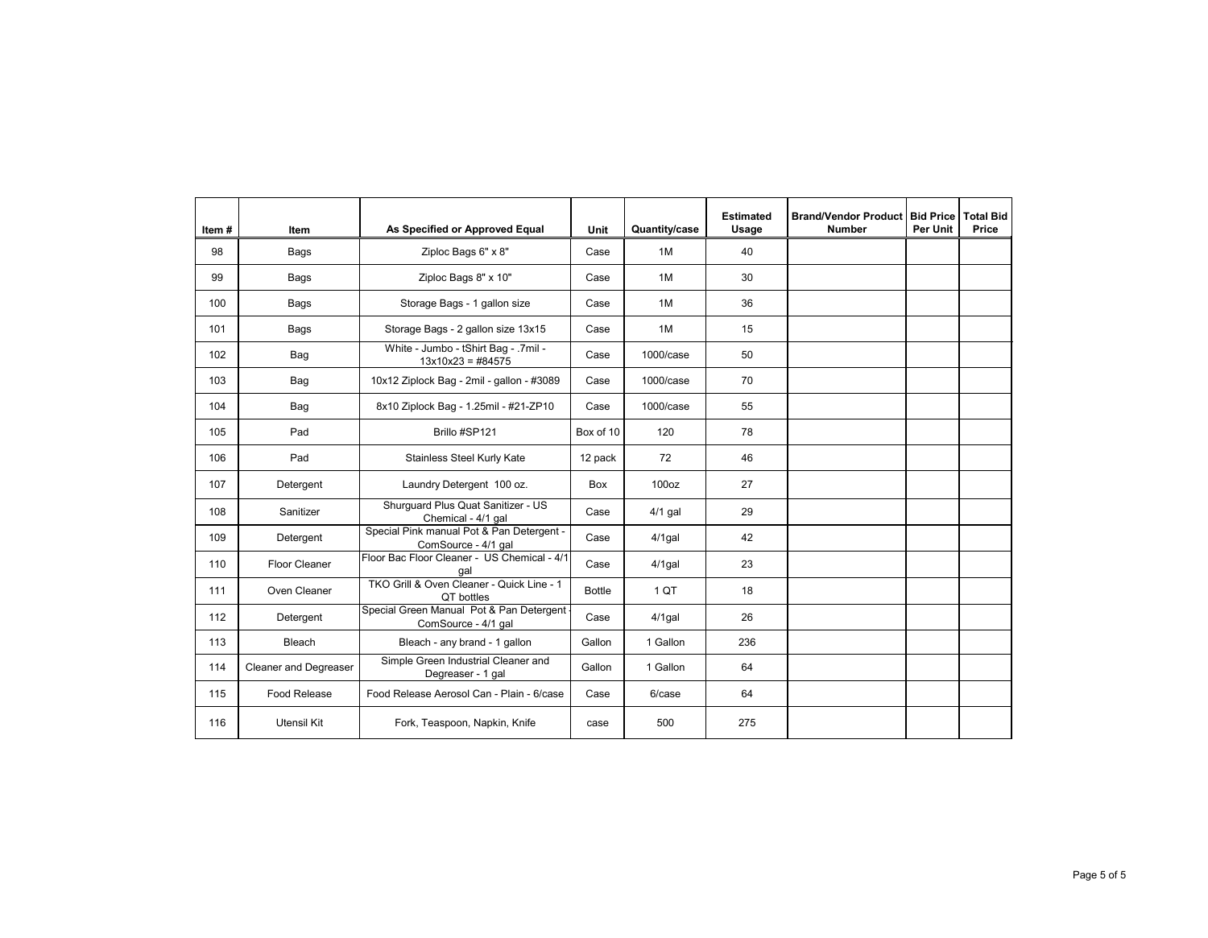| Item # | Item | As Specified or Approved Equal | Unit | Quantity/case | Estimated Usage | Brand/Vendor Product Number | Bid Price Per Unit | Total Bid Price |
|---|---|---|---|---|---|---|---|---|
| 98 | Bags | Ziploc Bags 6" x 8" | Case | 1M | 40 | | | |
| 99 | Bags | Ziploc Bags 8" x 10" | Case | 1M | 30 | | | |
| 100 | Bags | Storage Bags - 1 gallon size | Case | 1M | 36 | | | |
| 101 | Bags | Storage Bags - 2 gallon size 13x15 | Case | 1M | 15 | | | |
| 102 | Bag | White - Jumbo - tShirt Bag - .7mil - 13x10x23 = #84575 | Case | 1000/case | 50 | | | |
| 103 | Bag | 10x12 Ziplock Bag - 2mil - gallon - #3089 | Case | 1000/case | 70 | | | |
| 104 | Bag | 8x10 Ziplock Bag - 1.25mil - #21-ZP10 | Case | 1000/case | 55 | | | |
| 105 | Pad | Brillo #SP121 | Box of 10 | 120 | 78 | | | |
| 106 | Pad | Stainless Steel Kurly Kate | 12 pack | 72 | 46 | | | |
| 107 | Detergent | Laundry Detergent 100 oz. | Box | 100oz | 27 | | | |
| 108 | Sanitizer | Shurguard Plus Quat Sanitizer - US Chemical - 4/1 gal | Case | 4/1 gal | 29 | | | |
| 109 | Detergent | Special Pink manual Pot & Pan Detergent - ComSource - 4/1 gal | Case | 4/1gal | 42 | | | |
| 110 | Floor Cleaner | Floor Bac Floor Cleaner - US Chemical - 4/1 gal | Case | 4/1gal | 23 | | | |
| 111 | Oven Cleaner | TKO Grill & Oven Cleaner - Quick Line - 1 QT bottles | Bottle | 1 QT | 18 | | | |
| 112 | Detergent | Special Green Manual Pot & Pan Detergent - ComSource - 4/1 gal | Case | 4/1gal | 26 | | | |
| 113 | Bleach | Bleach - any brand - 1 gallon | Gallon | 1 Gallon | 236 | | | |
| 114 | Cleaner and Degreaser | Simple Green Industrial Cleaner and Degreaser - 1 gal | Gallon | 1 Gallon | 64 | | | |
| 115 | Food Release | Food Release Aerosol Can - Plain - 6/case | Case | 6/case | 64 | | | |
| 116 | Utensil Kit | Fork, Teaspoon, Napkin, Knife | case | 500 | 275 | | | |